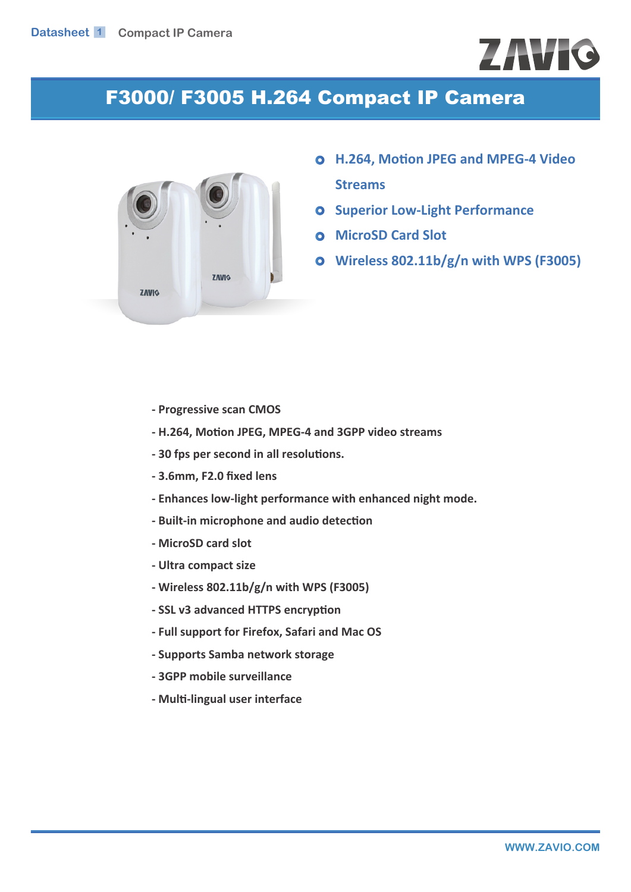# F3000/ F3005 H.264 Compact IP Camera

- H.264, Motion JPEG and MPEG-4 Video Streams
- Superior Low-Light Performance
- MicroSD Card Slot
- Wireless 802.11b/g/n with WPS (F3005)

- Progressive scan CMOS
- H.264, Motion JPEG, MPEG-4 and 3GPP video streams
- 30 fps per second in all resolutions.
- 3.6mm, F2.0 fixed lens
- Enhances low-light performance with enhanced night mode.
- Built-in microphone and audio detection
- MicroSD card slot
- Ultra compact size
- Wireless 802.11b/g/n with WPS (F3005)
- SSL v3 advanced HTTPS encryption
- Full support for Firefox, Safari and Mac OS
- Supports Samba network storage
- 3GPP mobile surveillance
- Multi-lingual user interface

WWW.ZAVIO.COM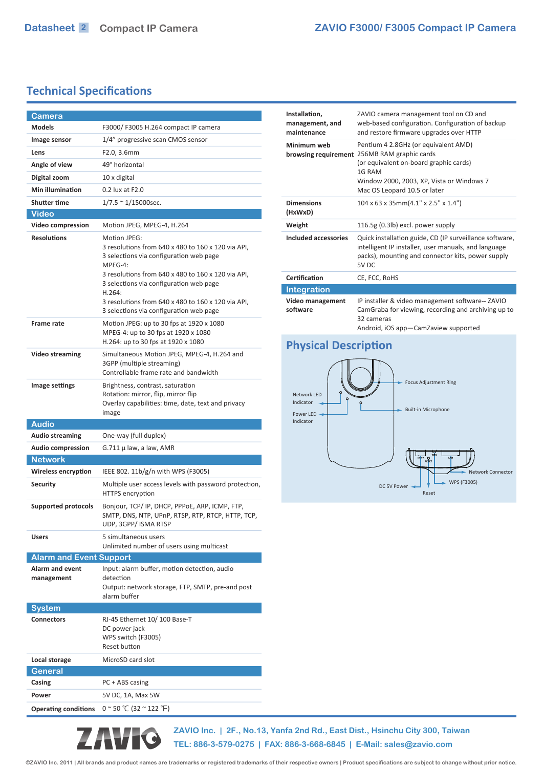# Technical Specifications

| | |
|---|---|
| **Camera** | |
| **Models** | F3000/ F3005 H.264 compact IP camera |
| **Image sensor** | 1/4" progressive scan CMOS sensor |
| **Lens** | F2.0, 3.6mm |
| **Angle of view** | 49° horizontal |
| **Digital zoom** | 10 x digital |
| **Min illumination** | 0.2 lux at F2.0 |
| **Shutter time** | 1/7.5 ~ 1/15000sec. |
| **Video** | |
| **Video compression** | Motion JPEG, MPEG-4, H.264 |
| **Resolutions** | Motion JPEG:<br>3 resolutions from 640 x 480 to 160 x 120 via API,<br>3 selections via configuration web page<br>MPEG-4:<br>3 resolutions from 640 x 480 to 160 x 120 via API,<br>3 selections via configuration web page<br>H.264:<br>3 resolutions from 640 x 480 to 160 x 120 via API,<br>3 selections via configuration web page |
| **Frame rate** | Motion JPEG: up to 30 fps at 1920 x 1080<br>MPEG-4: up to 30 fps at 1920 x 1080<br>H.264: up to 30 fps at 1920 x 1080 |
| **Video streaming** | Simultaneous Motion JPEG, MPEG-4, H.264 and 3GPP (multiple streaming)<br>Controllable frame rate and bandwidth |
| **Image settings** | Brightness, contrast, saturation<br>Rotation: mirror, flip, mirror flip<br>Overlay capabilities: time, date, text and privacy image |
| **Audio** | |
| **Audio streaming** | One-way (full duplex) |
| **Audio compression** | G.711 µ law, a law, AMR |
| **Network** | |
| **Wireless encryption** | IEEE 802. 11b/g/n with WPS (F3005) |
| **Security** | Multiple user access levels with password protection, HTTPS encryption |
| **Supported protocols** | Bonjour, TCP/ IP, DHCP, PPPoE, ARP, ICMP, FTP, SMTP, DNS, NTP, UPnP, RTSP, RTP, RTCP, HTTP, TCP, UDP, 3GPP/ ISMA RTSP |
| **Users** | 5 simultaneous users<br>Unlimited number of users using multicast |
| **Alarm and Event Support** | |
| **Alarm and event management** | Input: alarm buffer, motion detection, audio detection<br>Output: network storage, FTP, SMTP, pre-and post alarm buffer |
| **System** | |
| **Connectors** | RJ-45 Ethernet 10/ 100 Base-T<br>DC power jack<br>WPS switch (F3005)<br>Reset button |
| **Local storage** | MicroSD card slot |
| **General** | |
| **Casing** | PC + ABS casing |
| **Power** | 5V DC, 1A, Max 5W |
| **Operating conditions** | 0 ~ 50 ℃ (32 ~ 122 ℉) |
| **Installation, management, and maintenance** | ZAVIO camera management tool on CD and web-based configuration. Configuration of backup and restore firmware upgrades over HTTP |
| **Minimum web browsing requirement** | Pentium 4 2.8GHz (or equivalent AMD)<br>256MB RAM graphic cards<br>(or equivalent on-board graphic cards)<br>1G RAM<br>Window 2000, 2003, XP, Vista or Windows 7<br>Mac OS Leopard 10.5 or later |
| **Dimensions (HxWxD)** | 104 x 63 x 35mm(4.1" x 2.5" x 1.4") |
| **Weight** | 116.5g (0.3lb) excl. power supply |
| **Included accessories** | Quick installation guide, CD (IP surveillance software, intelligent IP installer, user manuals, and language packs), mounting and connector kits, power supply 5V DC |
| **Certification** | CE, FCC, RoHS |
| **Integration** | |
| **Video management software** | IP installer & video management software-- ZAVIO CamGraba for viewing, recording and archiving up to 32 cameras<br>Android, iOS app—CamZaview supported |

## Physical Description

Focus Adjustment Ring
Network LED Indicator
Built-in Microphone
Power LED Indicator
Network Connector
WPS (F3005)
DC 5V Power
Reset

ZAVIO Inc. | 2F., No.13, Yanfa 2nd Rd., East Dist., Hsinchu City 300, Taiwan
TEL: 886-3-579-0275 | FAX: 886-3-668-6845 | E-Mail: sales@zavio.com

©ZAVIO Inc. 2011 | All brands and product names are trademarks or registered trademarks of their respective owners | Product specifications are subject to change without prior notice.